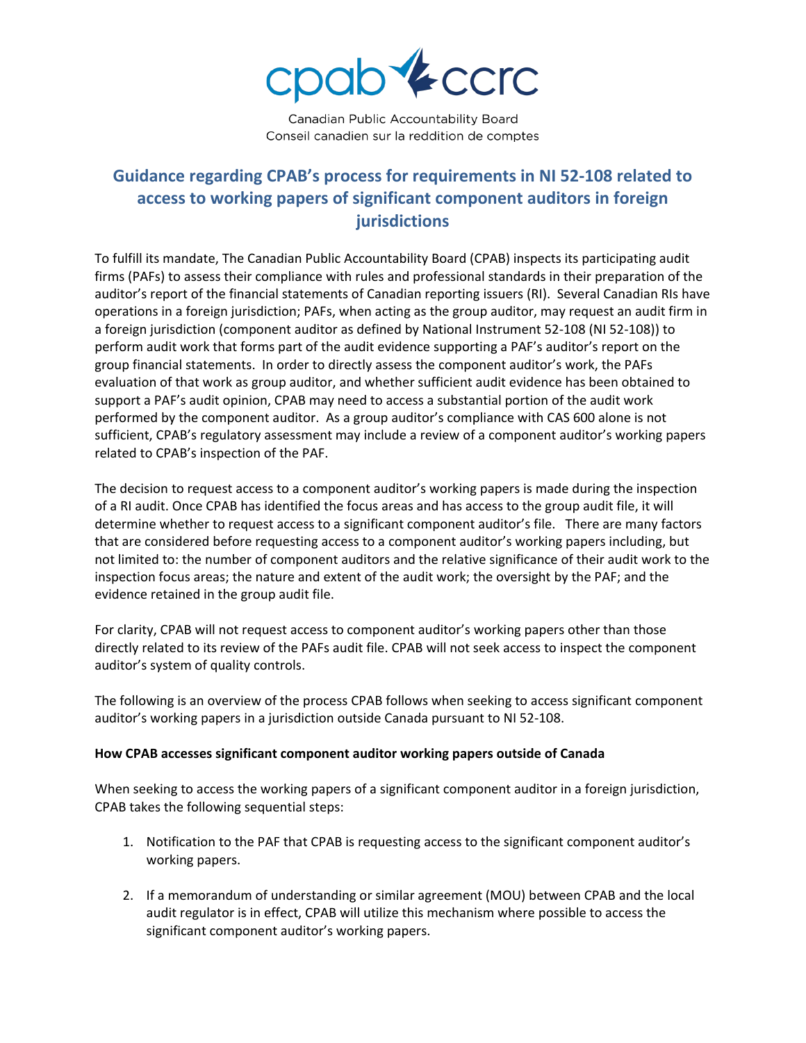cpab ccrc

Canadian Public Accountability Board
Conseil canadien sur la reddition de comptes

# Guidance regarding CPAB's process for requirements in NI 52-108 related to access to working papers of significant component auditors in foreign jurisdictions

To fulfill its mandate, The Canadian Public Accountability Board (CPAB) inspects its participating audit firms (PAFs) to assess their compliance with rules and professional standards in their preparation of the auditor's report of the financial statements of Canadian reporting issuers (RI). Several Canadian RIs have operations in a foreign jurisdiction; PAFs, when acting as the group auditor, may request an audit firm in a foreign jurisdiction (component auditor as defined by National Instrument 52-108 (NI 52-108)) to perform audit work that forms part of the audit evidence supporting a PAF's auditor's report on the group financial statements. In order to directly assess the component auditor's work, the PAFs evaluation of that work as group auditor, and whether sufficient audit evidence has been obtained to support a PAF's audit opinion, CPAB may need to access a substantial portion of the audit work performed by the component auditor. As a group auditor's compliance with CAS 600 alone is not sufficient, CPAB's regulatory assessment may include a review of a component auditor's working papers related to CPAB's inspection of the PAF.

The decision to request access to a component auditor's working papers is made during the inspection of a RI audit. Once CPAB has identified the focus areas and has access to the group audit file, it will determine whether to request access to a significant component auditor's file. There are many factors that are considered before requesting access to a component auditor's working papers including, but not limited to: the number of component auditors and the relative significance of their audit work to the inspection focus areas; the nature and extent of the audit work; the oversight by the PAF; and the evidence retained in the group audit file.

For clarity, CPAB will not request access to component auditor's working papers other than those directly related to its review of the PAFs audit file. CPAB will not seek access to inspect the component auditor's system of quality controls.

The following is an overview of the process CPAB follows when seeking to access significant component auditor's working papers in a jurisdiction outside Canada pursuant to NI 52-108.

**How CPAB accesses significant component auditor working papers outside of Canada**

When seeking to access the working papers of a significant component auditor in a foreign jurisdiction, CPAB takes the following sequential steps:

1. Notification to the PAF that CPAB is requesting access to the significant component auditor's working papers.

2. If a memorandum of understanding or similar agreement (MOU) between CPAB and the local audit regulator is in effect, CPAB will utilize this mechanism where possible to access the significant component auditor's working papers.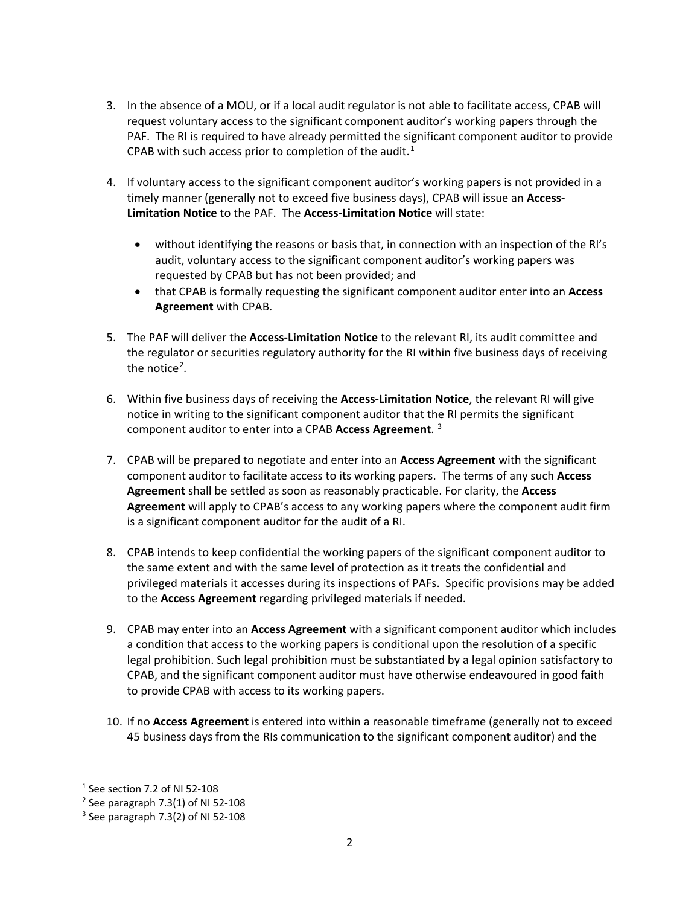3. In the absence of a MOU, or if a local audit regulator is not able to facilitate access, CPAB will request voluntary access to the significant component auditor's working papers through the PAF. The RI is required to have already permitted the significant component auditor to provide CPAB with such access prior to completion of the audit.[1]

4. If voluntary access to the significant component auditor's working papers is not provided in a timely manner (generally not to exceed five business days), CPAB will issue an **Access-Limitation Notice** to the PAF. The **Access-Limitation Notice** will state:

   - without identifying the reasons or basis that, in connection with an inspection of the RI's audit, voluntary access to the significant component auditor's working papers was requested by CPAB but has not been provided; and
   - that CPAB is formally requesting the significant component auditor enter into an **Access Agreement** with CPAB.

5. The PAF will deliver the **Access-Limitation Notice** to the relevant RI, its audit committee and the regulator or securities regulatory authority for the RI within five business days of receiving the notice[2].

6. Within five business days of receiving the **Access-Limitation Notice**, the relevant RI will give notice in writing to the significant component auditor that the RI permits the significant component auditor to enter into a CPAB **Access Agreement**. [3]

7. CPAB will be prepared to negotiate and enter into an **Access Agreement** with the significant component auditor to facilitate access to its working papers. The terms of any such **Access Agreement** shall be settled as soon as reasonably practicable. For clarity, the **Access Agreement** will apply to CPAB's access to any working papers where the component audit firm is a significant component auditor for the audit of a RI.

8. CPAB intends to keep confidential the working papers of the significant component auditor to the same extent and with the same level of protection as it treats the confidential and privileged materials it accesses during its inspections of PAFs. Specific provisions may be added to the **Access Agreement** regarding privileged materials if needed.

9. CPAB may enter into an **Access Agreement** with a significant component auditor which includes a condition that access to the working papers is conditional upon the resolution of a specific legal prohibition. Such legal prohibition must be substantiated by a legal opinion satisfactory to CPAB, and the significant component auditor must have otherwise endeavoured in good faith to provide CPAB with access to its working papers.

10. If no **Access Agreement** is entered into within a reasonable timeframe (generally not to exceed 45 business days from the RIs communication to the significant component auditor) and the

[1] See section 7.2 of NI 52-108

[2] See paragraph 7.3(1) of NI 52-108

[3] See paragraph 7.3(2) of NI 52-108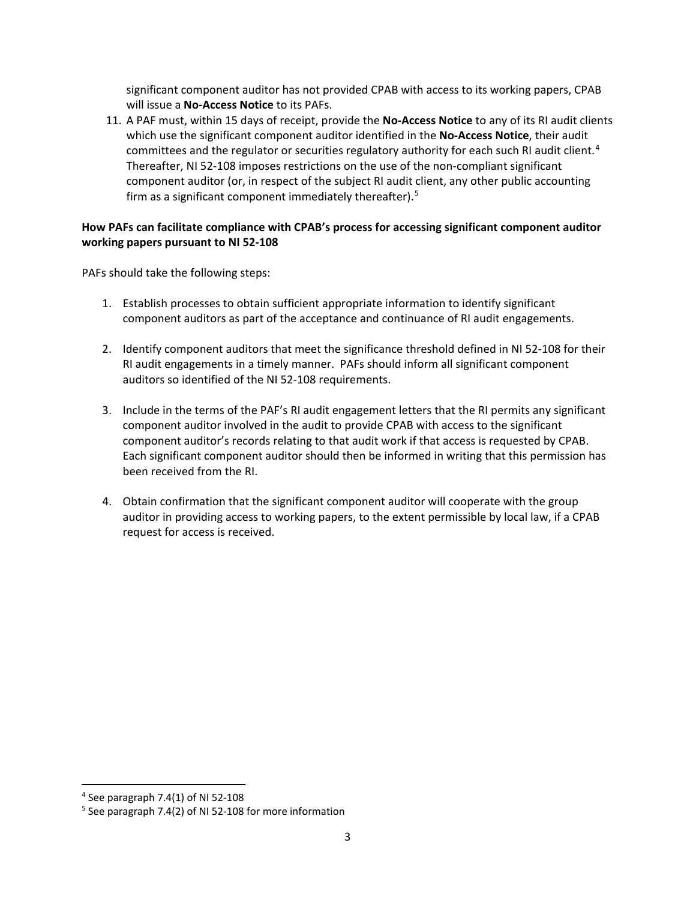significant component auditor has not provided CPAB with access to its working papers, CPAB will issue a **No-Access Notice** to its PAFs.

11. A PAF must, within 15 days of receipt, provide the **No-Access Notice** to any of its RI audit clients which use the significant component auditor identified in the **No-Access Notice**, their audit committees and the regulator or securities regulatory authority for each such RI audit client.[4] Thereafter, NI 52-108 imposes restrictions on the use of the non-compliant significant component auditor (or, in respect of the subject RI audit client, any other public accounting firm as a significant component immediately thereafter).[5]

**How PAFs can facilitate compliance with CPAB's process for accessing significant component auditor working papers pursuant to NI 52-108**

PAFs should take the following steps:

1. Establish processes to obtain sufficient appropriate information to identify significant component auditors as part of the acceptance and continuance of RI audit engagements.

2. Identify component auditors that meet the significance threshold defined in NI 52-108 for their RI audit engagements in a timely manner. PAFs should inform all significant component auditors so identified of the NI 52-108 requirements.

3. Include in the terms of the PAF's RI audit engagement letters that the RI permits any significant component auditor involved in the audit to provide CPAB with access to the significant component auditor's records relating to that audit work if that access is requested by CPAB. Each significant component auditor should then be informed in writing that this permission has been received from the RI.

4. Obtain confirmation that the significant component auditor will cooperate with the group auditor in providing access to working papers, to the extent permissible by local law, if a CPAB request for access is received.

---

[4] See paragraph 7.4(1) of NI 52-108

[5] See paragraph 7.4(2) of NI 52-108 for more information